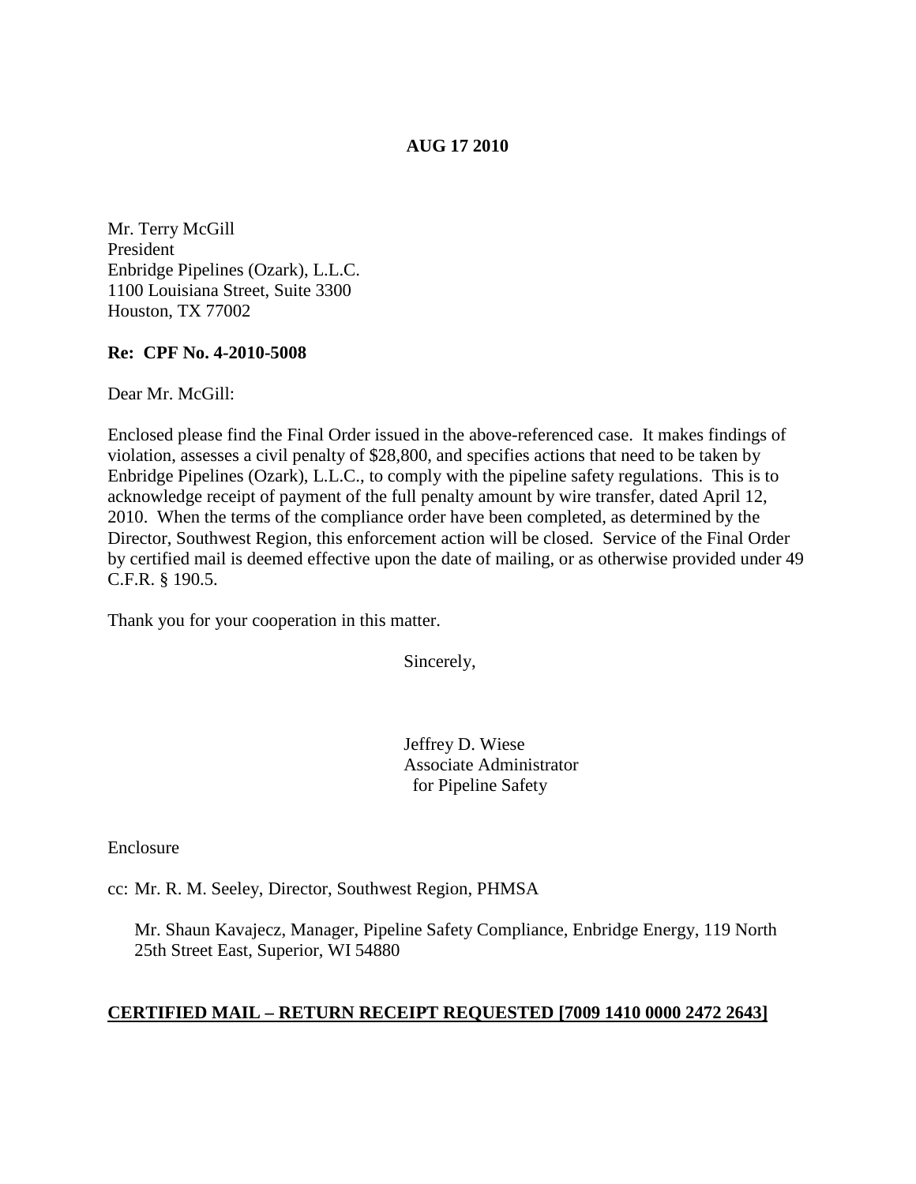**AUG 17 2010**

Mr. Terry McGill
President
Enbridge Pipelines (Ozark), L.L.C.
1100 Louisiana Street, Suite 3300
Houston, TX 77002

**Re: CPF No. 4-2010-5008**

Dear Mr. McGill:

Enclosed please find the Final Order issued in the above-referenced case. It makes findings of violation, assesses a civil penalty of $28,800, and specifies actions that need to be taken by Enbridge Pipelines (Ozark), L.L.C., to comply with the pipeline safety regulations. This is to acknowledge receipt of payment of the full penalty amount by wire transfer, dated April 12, 2010. When the terms of the compliance order have been completed, as determined by the Director, Southwest Region, this enforcement action will be closed. Service of the Final Order by certified mail is deemed effective upon the date of mailing, or as otherwise provided under 49 C.F.R. § 190.5.

Thank you for your cooperation in this matter.

Sincerely,

Jeffrey D. Wiese
Associate Administrator
for Pipeline Safety

Enclosure

cc: Mr. R. M. Seeley, Director, Southwest Region, PHMSA

Mr. Shaun Kavajecz, Manager, Pipeline Safety Compliance, Enbridge Energy, 119 North 25th Street East, Superior, WI 54880

**CERTIFIED MAIL – RETURN RECEIPT REQUESTED [7009 1410 0000 2472 2643]**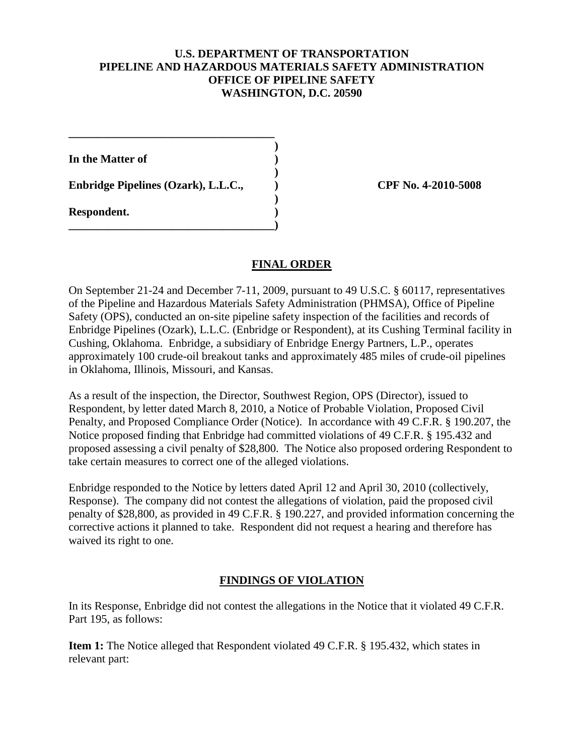**U.S. DEPARTMENT OF TRANSPORTATION**
**PIPELINE AND HAZARDOUS MATERIALS SAFETY ADMINISTRATION**
**OFFICE OF PIPELINE SAFETY**
**WASHINGTON, D.C. 20590**

**In the Matter of**

**Enbridge Pipelines (Ozark), L.L.C.,**

**Respondent.**

**CPF No. 4-2010-5008**

## FINAL ORDER

On September 21-24 and December 7-11, 2009, pursuant to 49 U.S.C. § 60117, representatives of the Pipeline and Hazardous Materials Safety Administration (PHMSA), Office of Pipeline Safety (OPS), conducted an on-site pipeline safety inspection of the facilities and records of Enbridge Pipelines (Ozark), L.L.C. (Enbridge or Respondent), at its Cushing Terminal facility in Cushing, Oklahoma. Enbridge, a subsidiary of Enbridge Energy Partners, L.P., operates approximately 100 crude-oil breakout tanks and approximately 485 miles of crude-oil pipelines in Oklahoma, Illinois, Missouri, and Kansas.

As a result of the inspection, the Director, Southwest Region, OPS (Director), issued to Respondent, by letter dated March 8, 2010, a Notice of Probable Violation, Proposed Civil Penalty, and Proposed Compliance Order (Notice). In accordance with 49 C.F.R. § 190.207, the Notice proposed finding that Enbridge had committed violations of 49 C.F.R. § 195.432 and proposed assessing a civil penalty of $28,800. The Notice also proposed ordering Respondent to take certain measures to correct one of the alleged violations.

Enbridge responded to the Notice by letters dated April 12 and April 30, 2010 (collectively, Response). The company did not contest the allegations of violation, paid the proposed civil penalty of $28,800, as provided in 49 C.F.R. § 190.227, and provided information concerning the corrective actions it planned to take. Respondent did not request a hearing and therefore has waived its right to one.

## FINDINGS OF VIOLATION

In its Response, Enbridge did not contest the allegations in the Notice that it violated 49 C.F.R. Part 195, as follows:

**Item 1:** The Notice alleged that Respondent violated 49 C.F.R. § 195.432, which states in relevant part: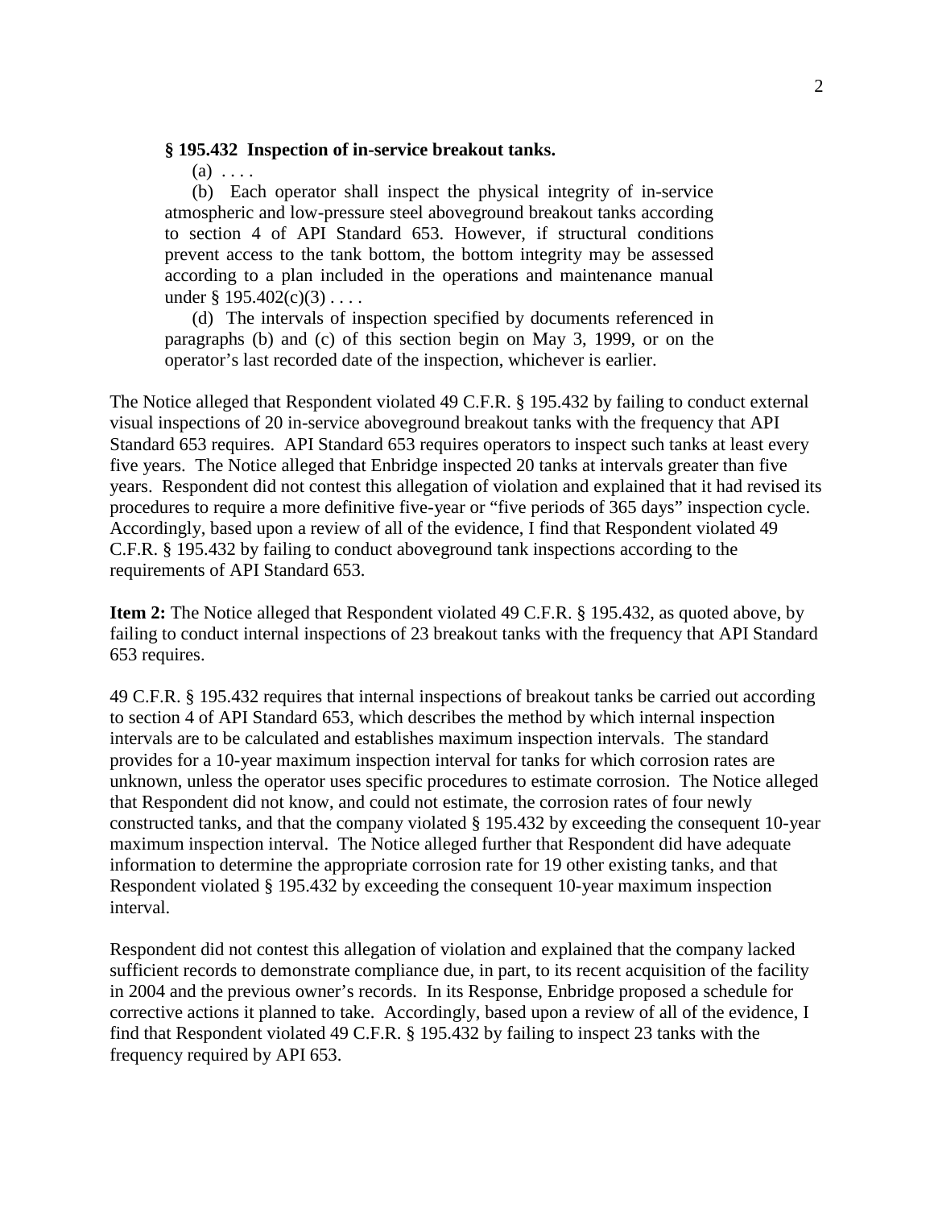**§ 195.432 Inspection of in-service breakout tanks.**

> (a) . . . .
>
> (b) Each operator shall inspect the physical integrity of in-service atmospheric and low-pressure steel aboveground breakout tanks according to section 4 of API Standard 653. However, if structural conditions prevent access to the tank bottom, the bottom integrity may be assessed according to a plan included in the operations and maintenance manual under § 195.402(c)(3) . . . .
>
> (d) The intervals of inspection specified by documents referenced in paragraphs (b) and (c) of this section begin on May 3, 1999, or on the operator's last recorded date of the inspection, whichever is earlier.

The Notice alleged that Respondent violated 49 C.F.R. § 195.432 by failing to conduct external visual inspections of 20 in-service aboveground breakout tanks with the frequency that API Standard 653 requires. API Standard 653 requires operators to inspect such tanks at least every five years. The Notice alleged that Enbridge inspected 20 tanks at intervals greater than five years. Respondent did not contest this allegation of violation and explained that it had revised its procedures to require a more definitive five-year or "five periods of 365 days" inspection cycle. Accordingly, based upon a review of all of the evidence, I find that Respondent violated 49 C.F.R. § 195.432 by failing to conduct aboveground tank inspections according to the requirements of API Standard 653.

**Item 2:** The Notice alleged that Respondent violated 49 C.F.R. § 195.432, as quoted above, by failing to conduct internal inspections of 23 breakout tanks with the frequency that API Standard 653 requires.

49 C.F.R. § 195.432 requires that internal inspections of breakout tanks be carried out according to section 4 of API Standard 653, which describes the method by which internal inspection intervals are to be calculated and establishes maximum inspection intervals. The standard provides for a 10-year maximum inspection interval for tanks for which corrosion rates are unknown, unless the operator uses specific procedures to estimate corrosion. The Notice alleged that Respondent did not know, and could not estimate, the corrosion rates of four newly constructed tanks, and that the company violated § 195.432 by exceeding the consequent 10-year maximum inspection interval. The Notice alleged further that Respondent did have adequate information to determine the appropriate corrosion rate for 19 other existing tanks, and that Respondent violated § 195.432 by exceeding the consequent 10-year maximum inspection interval.

Respondent did not contest this allegation of violation and explained that the company lacked sufficient records to demonstrate compliance due, in part, to its recent acquisition of the facility in 2004 and the previous owner's records. In its Response, Enbridge proposed a schedule for corrective actions it planned to take. Accordingly, based upon a review of all of the evidence, I find that Respondent violated 49 C.F.R. § 195.432 by failing to inspect 23 tanks with the frequency required by API 653.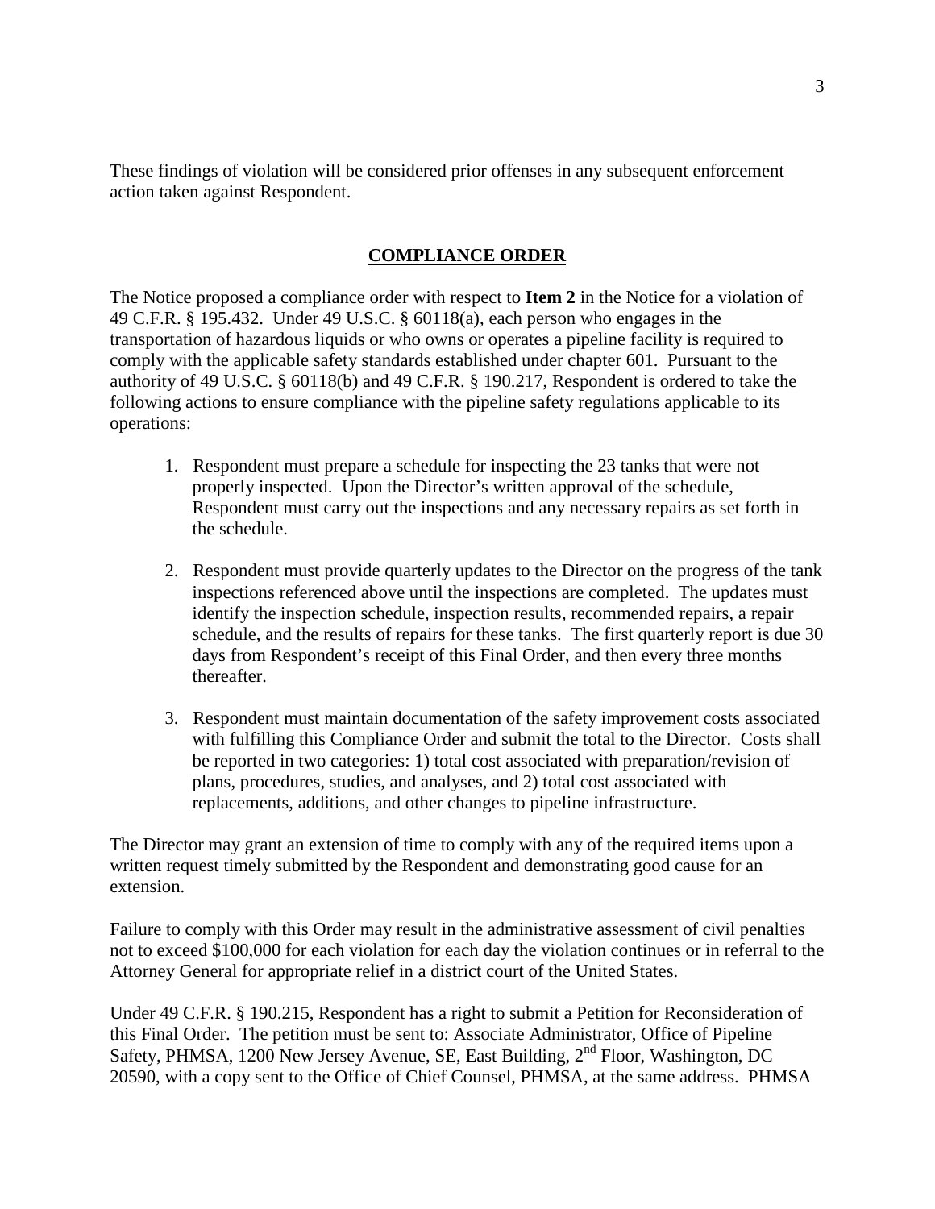These findings of violation will be considered prior offenses in any subsequent enforcement action taken against Respondent.

## COMPLIANCE ORDER

The Notice proposed a compliance order with respect to **Item 2** in the Notice for a violation of 49 C.F.R. § 195.432. Under 49 U.S.C. § 60118(a), each person who engages in the transportation of hazardous liquids or who owns or operates a pipeline facility is required to comply with the applicable safety standards established under chapter 601. Pursuant to the authority of 49 U.S.C. § 60118(b) and 49 C.F.R. § 190.217, Respondent is ordered to take the following actions to ensure compliance with the pipeline safety regulations applicable to its operations:

1. Respondent must prepare a schedule for inspecting the 23 tanks that were not properly inspected. Upon the Director's written approval of the schedule, Respondent must carry out the inspections and any necessary repairs as set forth in the schedule.

2. Respondent must provide quarterly updates to the Director on the progress of the tank inspections referenced above until the inspections are completed. The updates must identify the inspection schedule, inspection results, recommended repairs, a repair schedule, and the results of repairs for these tanks. The first quarterly report is due 30 days from Respondent's receipt of this Final Order, and then every three months thereafter.

3. Respondent must maintain documentation of the safety improvement costs associated with fulfilling this Compliance Order and submit the total to the Director. Costs shall be reported in two categories: 1) total cost associated with preparation/revision of plans, procedures, studies, and analyses, and 2) total cost associated with replacements, additions, and other changes to pipeline infrastructure.

The Director may grant an extension of time to comply with any of the required items upon a written request timely submitted by the Respondent and demonstrating good cause for an extension.

Failure to comply with this Order may result in the administrative assessment of civil penalties not to exceed $100,000 for each violation for each day the violation continues or in referral to the Attorney General for appropriate relief in a district court of the United States.

Under 49 C.F.R. § 190.215, Respondent has a right to submit a Petition for Reconsideration of this Final Order. The petition must be sent to: Associate Administrator, Office of Pipeline Safety, PHMSA, 1200 New Jersey Avenue, SE, East Building, 2nd Floor, Washington, DC 20590, with a copy sent to the Office of Chief Counsel, PHMSA, at the same address. PHMSA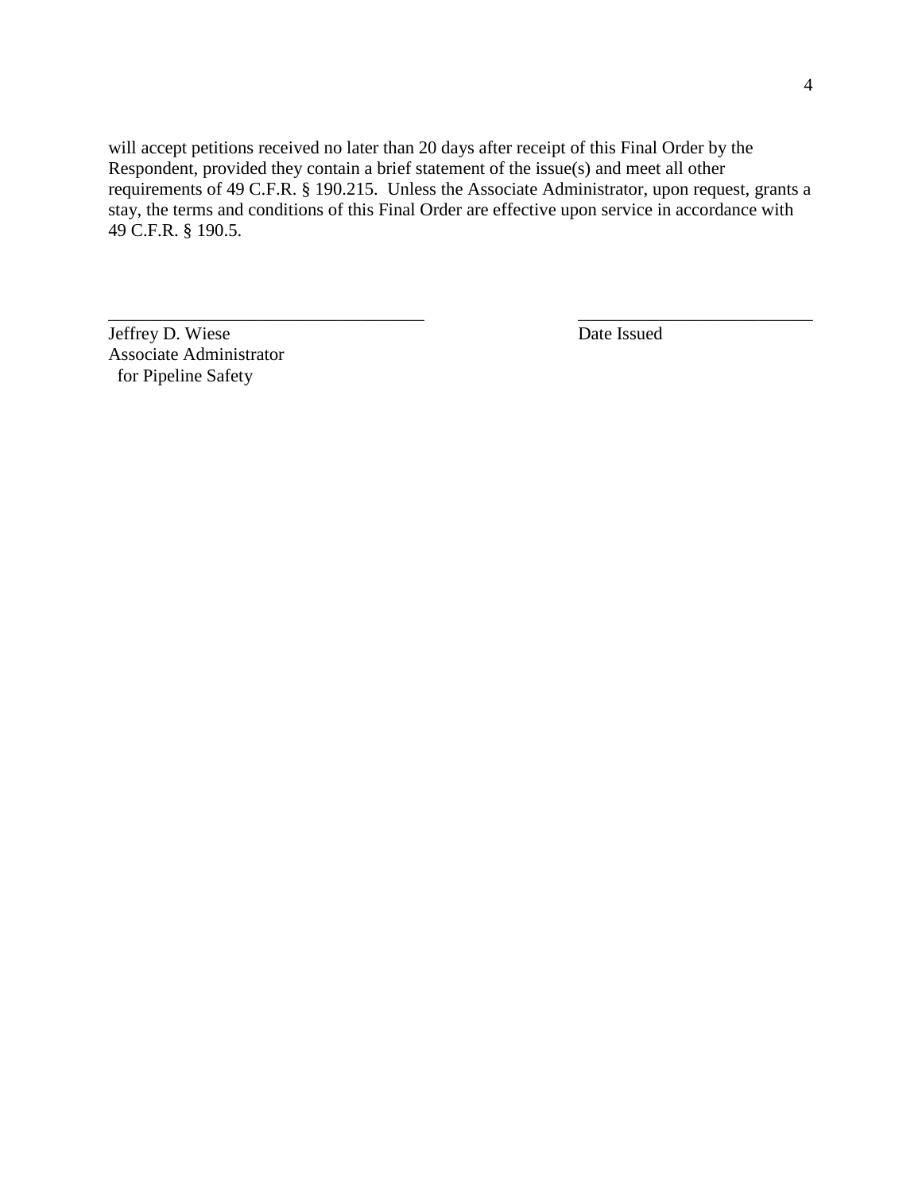will accept petitions received no later than 20 days after receipt of this Final Order by the Respondent, provided they contain a brief statement of the issue(s) and meet all other requirements of 49 C.F.R. § 190.215. Unless the Associate Administrator, upon request, grants a stay, the terms and conditions of this Final Order are effective upon service in accordance with 49 C.F.R. § 190.5.

\_\_\_\_\_\_\_\_\_\_\_\_\_\_\_\_\_\_\_\_\_\_\_\_\_\_\_\_\_\_\_\_\_\_\_

Jeffrey D. Wiese
Associate Administrator
for Pipeline Safety

\_\_\_\_\_\_\_\_\_\_\_\_\_\_\_\_\_\_\_\_\_\_\_\_\_\_

Date Issued